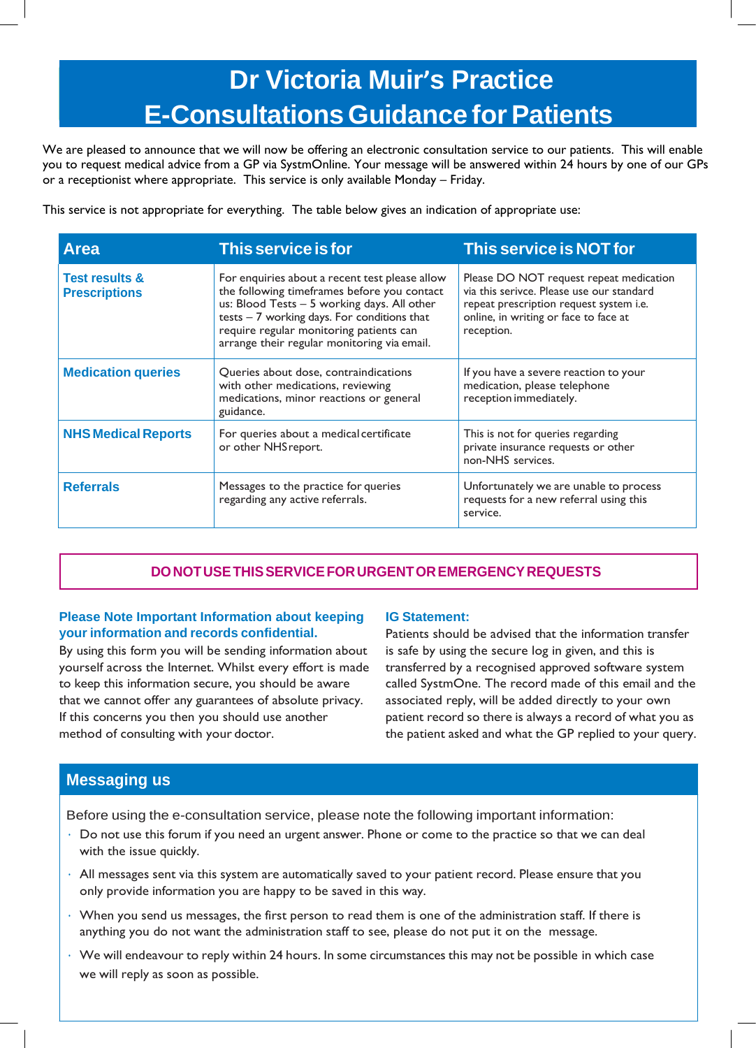# Dr Victoria Muir's Practice
# E-Consultations Guidance for Patients

We are pleased to announce that we will now be offering an electronic consultation service to our patients. This will enable you to request medical advice from a GP via SystmOnline. Your message will be answered within 24 hours by one of our GPs or a receptionist where appropriate. This service is only available Monday – Friday.

This service is not appropriate for everything. The table below gives an indication of appropriate use:

| Area | This service is for | This service is NOT for |
|---|---|---|
| **Test results & Prescriptions** | For enquiries about a recent test please allow the following timeframes before you contact us: Blood Tests – 5 working days. All other tests – 7 working days. For conditions that require regular monitoring patients can arrange their regular monitoring via email. | Please DO NOT request repeat medication via this serivce. Please use our standard repeat prescription request system i.e. online, in writing or face to face at reception. |
| **Medication queries** | Queries about dose, contraindications with other medications, reviewing medications, minor reactions or general guidance. | If you have a severe reaction to your medication, please telephone reception immediately. |
| **NHS Medical Reports** | For queries about a medical certificate or other NHS report. | This is not for queries regarding private insurance requests or other non-NHS services. |
| **Referrals** | Messages to the practice for queries regarding any active referrals. | Unfortunately we are unable to process requests for a new referral using this service. |

**DO NOT USE THIS SERVICE FOR URGENT OR EMERGENCY REQUESTS**

### Please Note Important Information about keeping your information and records confidential.

By using this form you will be sending information about yourself across the Internet. Whilst every effort is made to keep this information secure, you should be aware that we cannot offer any guarantees of absolute privacy. If this concerns you then you should use another method of consulting with your doctor.

### IG Statement:

Patients should be advised that the information transfer is safe by using the secure log in given, and this is transferred by a recognised approved software system called SystmOne. The record made of this email and the associated reply, will be added directly to your own patient record so there is always a record of what you as the patient asked and what the GP replied to your query.

## Messaging us

Before using the e-consultation service, please note the following important information:

- Do not use this forum if you need an urgent answer. Phone or come to the practice so that we can deal with the issue quickly.
- All messages sent via this system are automatically saved to your patient record. Please ensure that you only provide information you are happy to be saved in this way.
- When you send us messages, the first person to read them is one of the administration staff. If there is anything you do not want the administration staff to see, please do not put it on the message.
- We will endeavour to reply within 24 hours. In some circumstances this may not be possible in which case we will reply as soon as possible.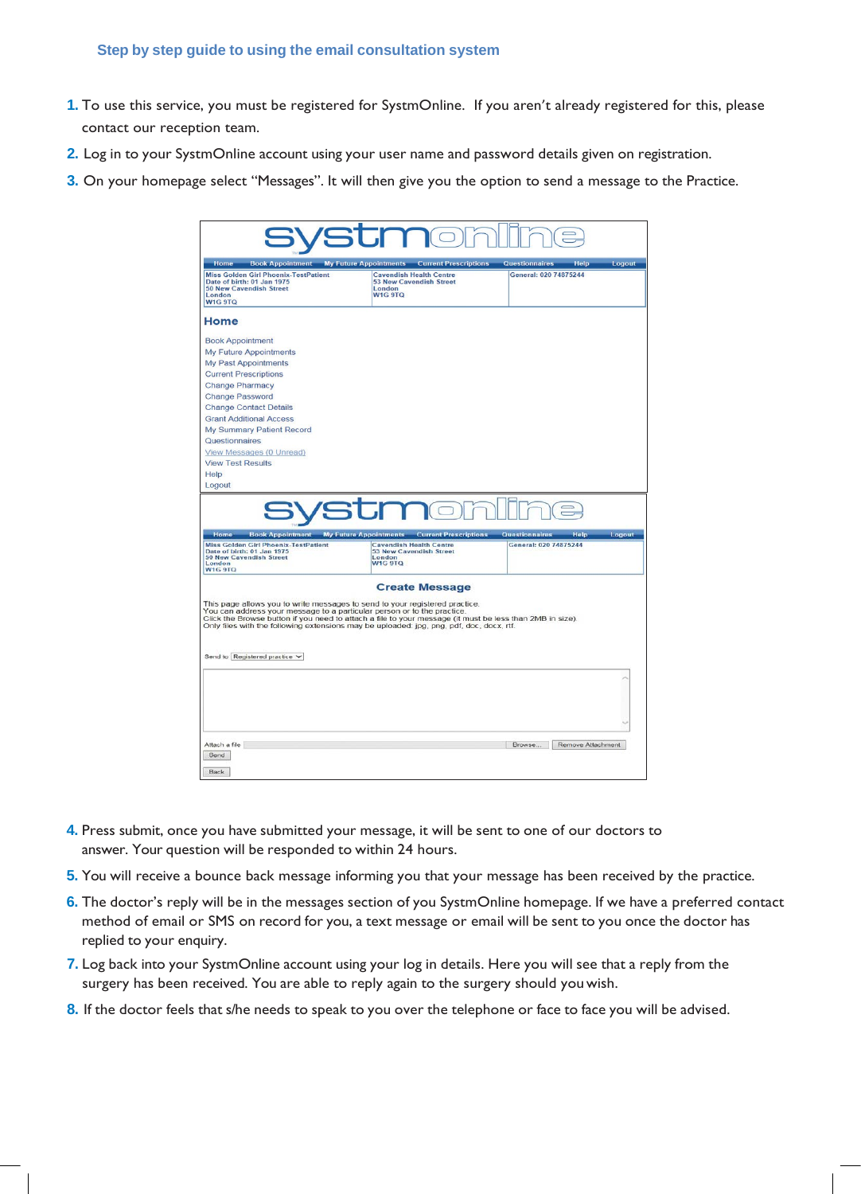### Step by step guide to using the email consultation system

1. To use this service, you must be registered for SystmOnline. If you aren't already registered for this, please contact our reception team.
2. Log in to your SystmOnline account using your user name and password details given on registration.
3. On your homepage select "Messages". It will then give you the option to send a message to the Practice.
4. Press submit, once you have submitted your message, it will be sent to one of our doctors to answer. Your question will be responded to within 24 hours.
5. You will receive a bounce back message informing you that your message has been received by the practice.
6. The doctor's reply will be in the messages section of you SystmOnline homepage. If we have a preferred contact method of email or SMS on record for you, a text message or email will be sent to you once the doctor has replied to your enquiry.
7. Log back into your SystmOnline account using your log in details. Here you will see that a reply from the surgery has been received. You are able to reply again to the surgery should you wish.
8. If the doctor feels that s/he needs to speak to you over the telephone or face to face you will be advised.